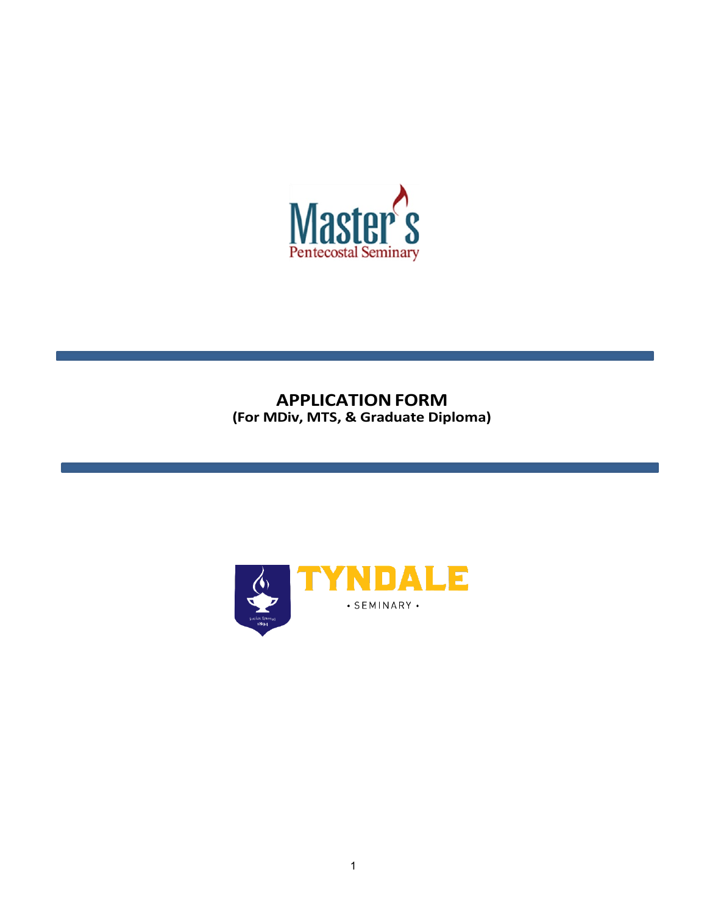Master's
Pentecostal Seminary

# APPLICATION FORM

**(For MDiv, MTS, & Graduate Diploma)**

TYNDALE
• SEMINARY •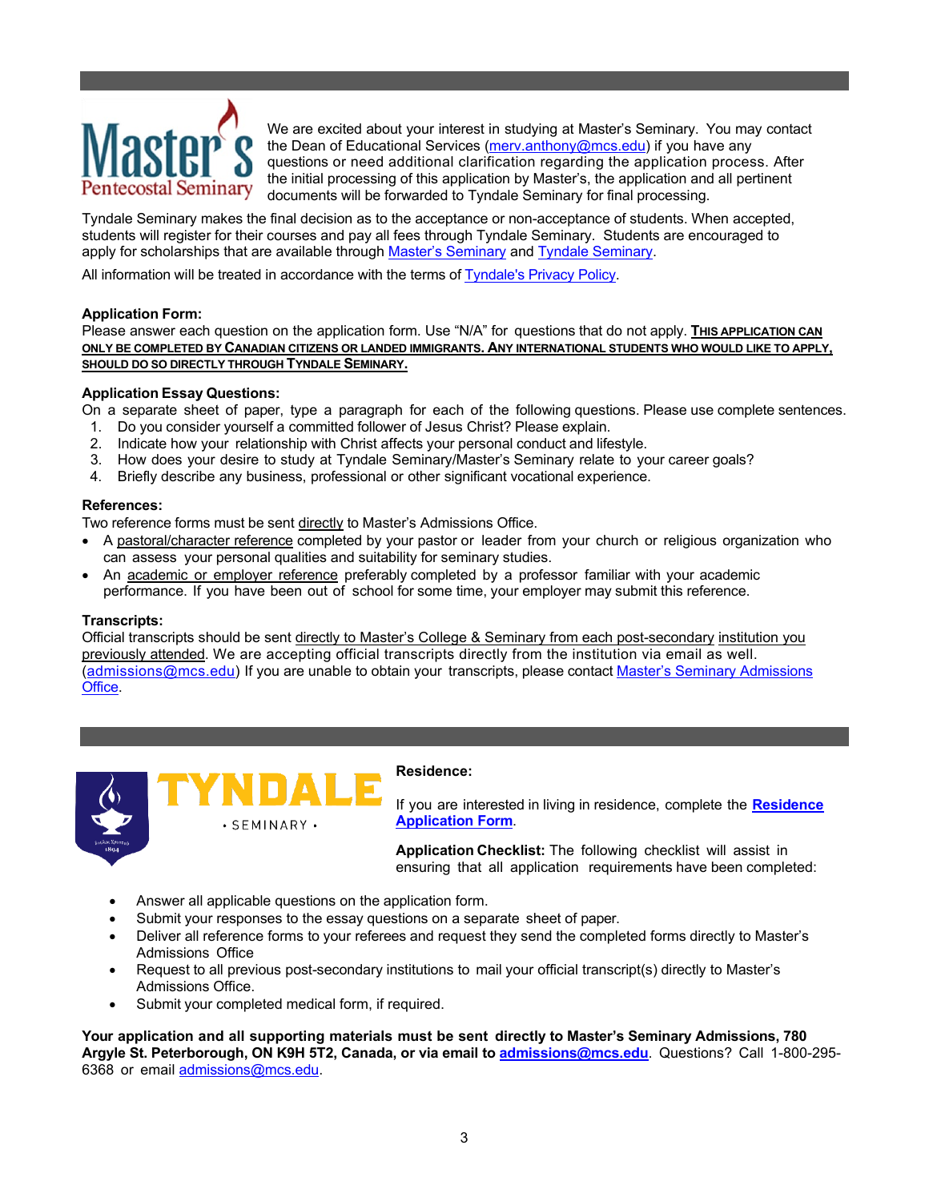We are excited about your interest in studying at Master's Seminary. You may contact the Dean of Educational Services (merv.anthony@mcs.edu) if you have any questions or need additional clarification regarding the application process. After the initial processing of this application by Master's, the application and all pertinent documents will be forwarded to Tyndale Seminary for final processing.

Tyndale Seminary makes the final decision as to the acceptance or non-acceptance of students. When accepted, students will register for their courses and pay all fees through Tyndale Seminary. Students are encouraged to apply for scholarships that are available through Master's Seminary and Tyndale Seminary.

All information will be treated in accordance with the terms of Tyndale's Privacy Policy.

**Application Form:**
Please answer each question on the application form. Use "N/A" for questions that do not apply. **THIS APPLICATION CAN ONLY BE COMPLETED BY CANADIAN CITIZENS OR LANDED IMMIGRANTS. ANY INTERNATIONAL STUDENTS WHO WOULD LIKE TO APPLY, SHOULD DO SO DIRECTLY THROUGH TYNDALE SEMINARY.**

**Application Essay Questions:**
On a separate sheet of paper, type a paragraph for each of the following questions. Please use complete sentences.

1. Do you consider yourself a committed follower of Jesus Christ? Please explain.
2. Indicate how your relationship with Christ affects your personal conduct and lifestyle.
3. How does your desire to study at Tyndale Seminary/Master's Seminary relate to your career goals?
4. Briefly describe any business, professional or other significant vocational experience.

**References:**
Two reference forms must be sent directly to Master's Admissions Office.

- A pastoral/character reference completed by your pastor or leader from your church or religious organization who can assess your personal qualities and suitability for seminary studies.
- An academic or employer reference preferably completed by a professor familiar with your academic performance. If you have been out of school for some time, your employer may submit this reference.

**Transcripts:**
Official transcripts should be sent directly to Master's College & Seminary from each post-secondary institution you previously attended. We are accepting official transcripts directly from the institution via email as well. (admissions@mcs.edu) If you are unable to obtain your transcripts, please contact Master's Seminary Admissions Office.

**Residence:**

If you are interested in living in residence, complete the **Residence Application Form**.

**Application Checklist:** The following checklist will assist in ensuring that all application requirements have been completed:

- Answer all applicable questions on the application form.
- Submit your responses to the essay questions on a separate sheet of paper.
- Deliver all reference forms to your referees and request they send the completed forms directly to Master's Admissions Office
- Request to all previous post-secondary institutions to mail your official transcript(s) directly to Master's Admissions Office.
- Submit your completed medical form, if required.

**Your application and all supporting materials must be sent directly to Master's Seminary Admissions, 780 Argyle St. Peterborough, ON K9H 5T2, Canada, or via email to admissions@mcs.edu**. Questions? Call 1-800-295-6368 or email admissions@mcs.edu.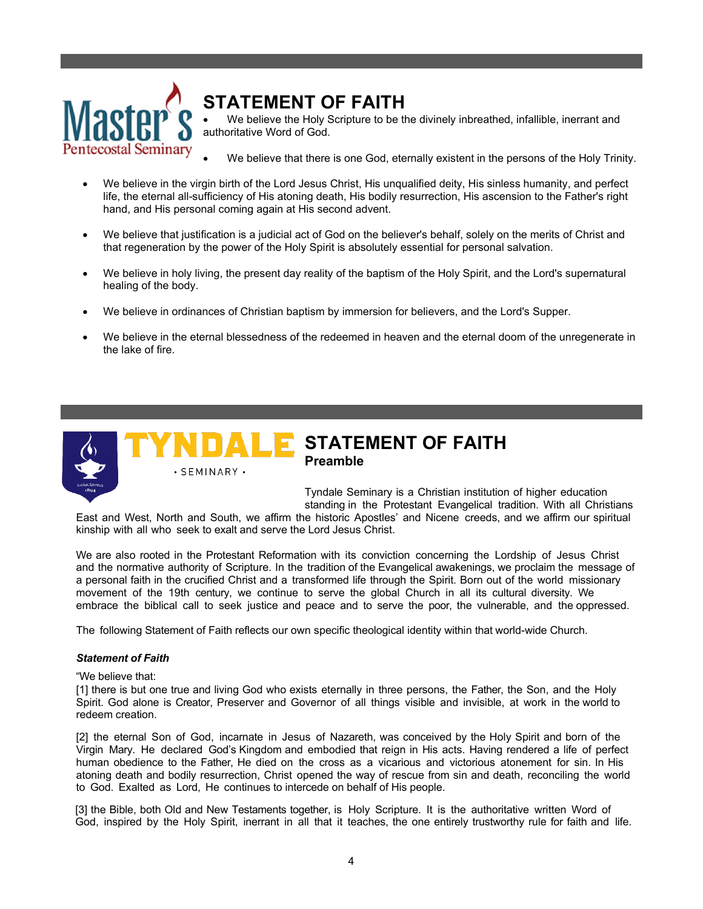Master's Pentecostal Seminary

## STATEMENT OF FAITH

- We believe the Holy Scripture to be the divinely inbreathed, infallible, inerrant and authoritative Word of God.
- We believe that there is one God, eternally existent in the persons of the Holy Trinity.
- We believe in the virgin birth of the Lord Jesus Christ, His unqualified deity, His sinless humanity, and perfect life, the eternal all-sufficiency of His atoning death, His bodily resurrection, His ascension to the Father's right hand, and His personal coming again at His second advent.
- We believe that justification is a judicial act of God on the believer's behalf, solely on the merits of Christ and that regeneration by the power of the Holy Spirit is absolutely essential for personal salvation.
- We believe in holy living, the present day reality of the baptism of the Holy Spirit, and the Lord's supernatural healing of the body.
- We believe in ordinances of Christian baptism by immersion for believers, and the Lord's Supper.
- We believe in the eternal blessedness of the redeemed in heaven and the eternal doom of the unregenerate in the lake of fire.

TYNDALE · SEMINARY ·

## STATEMENT OF FAITH

### Preamble

Tyndale Seminary is a Christian institution of higher education standing in the Protestant Evangelical tradition. With all Christians East and West, North and South, we affirm the historic Apostles' and Nicene creeds, and we affirm our spiritual kinship with all who seek to exalt and serve the Lord Jesus Christ.

We are also rooted in the Protestant Reformation with its conviction concerning the Lordship of Jesus Christ and the normative authority of Scripture. In the tradition of the Evangelical awakenings, we proclaim the message of a personal faith in the crucified Christ and a transformed life through the Spirit. Born out of the world missionary movement of the 19th century, we continue to serve the global Church in all its cultural diversity. We embrace the biblical call to seek justice and peace and to serve the poor, the vulnerable, and the oppressed.

The following Statement of Faith reflects our own specific theological identity within that world-wide Church.

***Statement of Faith***

"We believe that:

[1] there is but one true and living God who exists eternally in three persons, the Father, the Son, and the Holy Spirit. God alone is Creator, Preserver and Governor of all things visible and invisible, at work in the world to redeem creation.

[2] the eternal Son of God, incarnate in Jesus of Nazareth, was conceived by the Holy Spirit and born of the Virgin Mary. He declared God's Kingdom and embodied that reign in His acts. Having rendered a life of perfect human obedience to the Father, He died on the cross as a vicarious and victorious atonement for sin. In His atoning death and bodily resurrection, Christ opened the way of rescue from sin and death, reconciling the world to God. Exalted as Lord, He continues to intercede on behalf of His people.

[3] the Bible, both Old and New Testaments together, is Holy Scripture. It is the authoritative written Word of God, inspired by the Holy Spirit, inerrant in all that it teaches, the one entirely trustworthy rule for faith and life.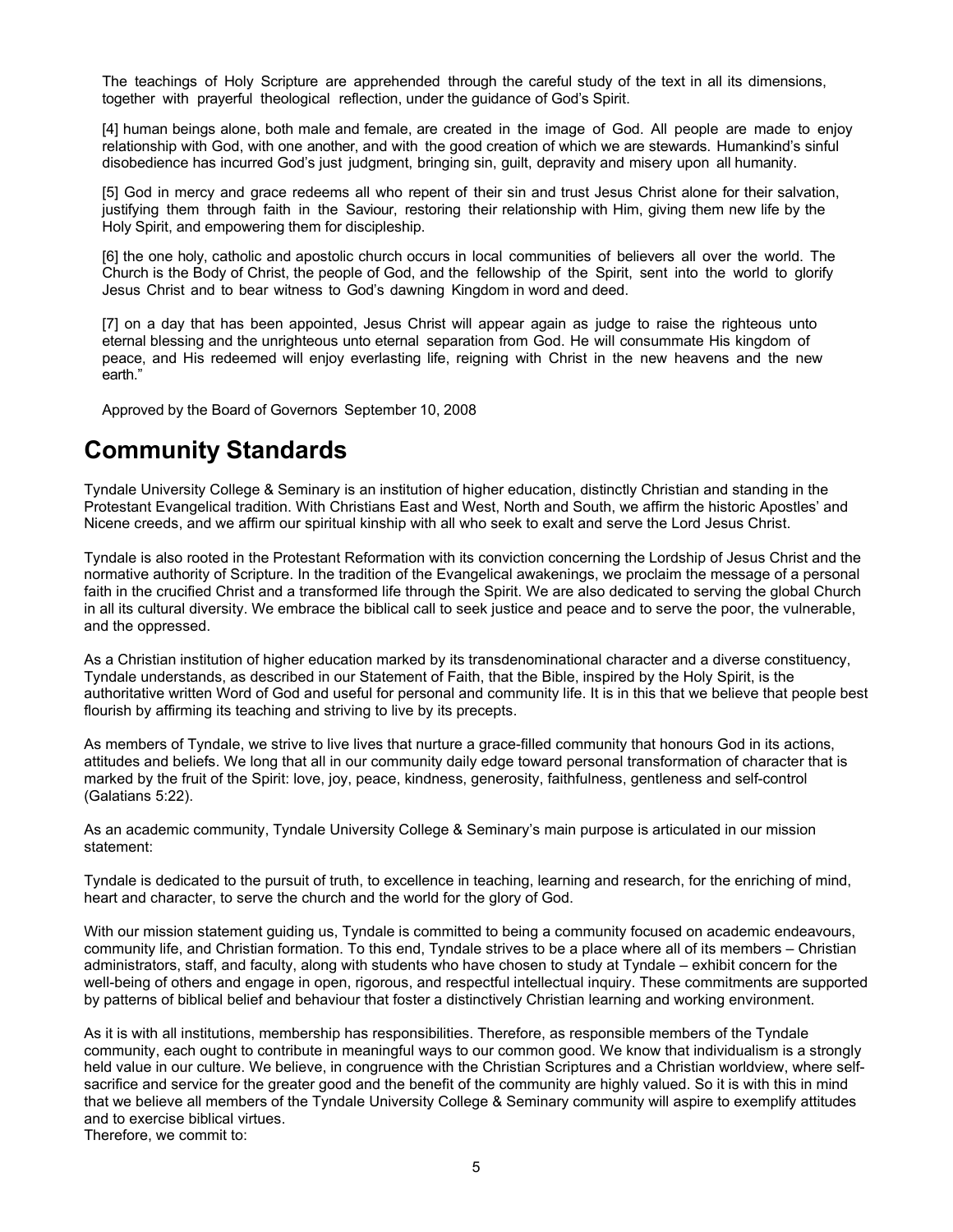The teachings of Holy Scripture are apprehended through the careful study of the text in all its dimensions, together with prayerful theological reflection, under the guidance of God's Spirit.

[4] human beings alone, both male and female, are created in the image of God. All people are made to enjoy relationship with God, with one another, and with the good creation of which we are stewards. Humankind's sinful disobedience has incurred God's just judgment, bringing sin, guilt, depravity and misery upon all humanity.

[5] God in mercy and grace redeems all who repent of their sin and trust Jesus Christ alone for their salvation, justifying them through faith in the Saviour, restoring their relationship with Him, giving them new life by the Holy Spirit, and empowering them for discipleship.

[6] the one holy, catholic and apostolic church occurs in local communities of believers all over the world. The Church is the Body of Christ, the people of God, and the fellowship of the Spirit, sent into the world to glorify Jesus Christ and to bear witness to God's dawning Kingdom in word and deed.

[7] on a day that has been appointed, Jesus Christ will appear again as judge to raise the righteous unto eternal blessing and the unrighteous unto eternal separation from God. He will consummate His kingdom of peace, and His redeemed will enjoy everlasting life, reigning with Christ in the new heavens and the new earth."

Approved by the Board of Governors September 10, 2008

# Community Standards

Tyndale University College & Seminary is an institution of higher education, distinctly Christian and standing in the Protestant Evangelical tradition. With Christians East and West, North and South, we affirm the historic Apostles' and Nicene creeds, and we affirm our spiritual kinship with all who seek to exalt and serve the Lord Jesus Christ.

Tyndale is also rooted in the Protestant Reformation with its conviction concerning the Lordship of Jesus Christ and the normative authority of Scripture. In the tradition of the Evangelical awakenings, we proclaim the message of a personal faith in the crucified Christ and a transformed life through the Spirit. We are also dedicated to serving the global Church in all its cultural diversity. We embrace the biblical call to seek justice and peace and to serve the poor, the vulnerable, and the oppressed.

As a Christian institution of higher education marked by its transdenominational character and a diverse constituency, Tyndale understands, as described in our Statement of Faith, that the Bible, inspired by the Holy Spirit, is the authoritative written Word of God and useful for personal and community life. It is in this that we believe that people best flourish by affirming its teaching and striving to live by its precepts.

As members of Tyndale, we strive to live lives that nurture a grace-filled community that honours God in its actions, attitudes and beliefs. We long that all in our community daily edge toward personal transformation of character that is marked by the fruit of the Spirit: love, joy, peace, kindness, generosity, faithfulness, gentleness and self-control (Galatians 5:22).

As an academic community, Tyndale University College & Seminary's main purpose is articulated in our mission statement:

Tyndale is dedicated to the pursuit of truth, to excellence in teaching, learning and research, for the enriching of mind, heart and character, to serve the church and the world for the glory of God.

With our mission statement guiding us, Tyndale is committed to being a community focused on academic endeavours, community life, and Christian formation. To this end, Tyndale strives to be a place where all of its members – Christian administrators, staff, and faculty, along with students who have chosen to study at Tyndale – exhibit concern for the well-being of others and engage in open, rigorous, and respectful intellectual inquiry. These commitments are supported by patterns of biblical belief and behaviour that foster a distinctively Christian learning and working environment.

As it is with all institutions, membership has responsibilities. Therefore, as responsible members of the Tyndale community, each ought to contribute in meaningful ways to our common good. We know that individualism is a strongly held value in our culture. We believe, in congruence with the Christian Scriptures and a Christian worldview, where self-sacrifice and service for the greater good and the benefit of the community are highly valued. So it is with this in mind that we believe all members of the Tyndale University College & Seminary community will aspire to exemplify attitudes and to exercise biblical virtues.
Therefore, we commit to: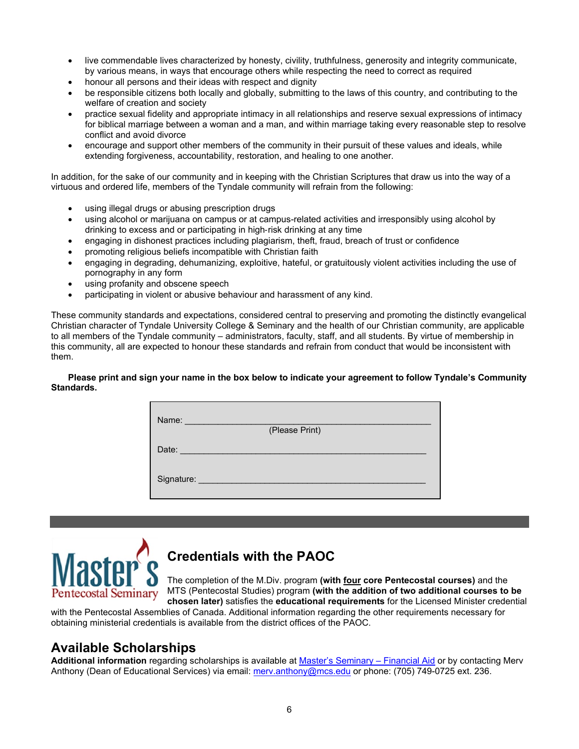- live commendable lives characterized by honesty, civility, truthfulness, generosity and integrity communicate, by various means, in ways that encourage others while respecting the need to correct as required
- honour all persons and their ideas with respect and dignity
- be responsible citizens both locally and globally, submitting to the laws of this country, and contributing to the welfare of creation and society
- practice sexual fidelity and appropriate intimacy in all relationships and reserve sexual expressions of intimacy for biblical marriage between a woman and a man, and within marriage taking every reasonable step to resolve conflict and avoid divorce
- encourage and support other members of the community in their pursuit of these values and ideals, while extending forgiveness, accountability, restoration, and healing to one another.

In addition, for the sake of our community and in keeping with the Christian Scriptures that draw us into the way of a virtuous and ordered life, members of the Tyndale community will refrain from the following:

- using illegal drugs or abusing prescription drugs
- using alcohol or marijuana on campus or at campus-related activities and irresponsibly using alcohol by drinking to excess and or participating in high-risk drinking at any time
- engaging in dishonest practices including plagiarism, theft, fraud, breach of trust or confidence
- promoting religious beliefs incompatible with Christian faith
- engaging in degrading, dehumanizing, exploitive, hateful, or gratuitously violent activities including the use of pornography in any form
- using profanity and obscene speech
- participating in violent or abusive behaviour and harassment of any kind.

These community standards and expectations, considered central to preserving and promoting the distinctly evangelical Christian character of Tyndale University College & Seminary and the health of our Christian community, are applicable to all members of the Tyndale community – administrators, faculty, staff, and all students. By virtue of membership in this community, all are expected to honour these standards and refrain from conduct that would be inconsistent with them.

**Please print and sign your name in the box below to indicate your agreement to follow Tyndale's Community Standards.**

Name: ______________________________________________
(Please Print)

Date: ______________________________________________

Signature: __________________________________________

Master's Pentecostal Seminary

## Credentials with the PAOC

The completion of the M.Div. program **(with four core Pentecostal courses)** and the MTS (Pentecostal Studies) program **(with the addition of two additional courses to be chosen later)** satisfies the **educational requirements** for the Licensed Minister credential with the Pentecostal Assemblies of Canada. Additional information regarding the other requirements necessary for obtaining ministerial credentials is available from the district offices of the PAOC.

## Available Scholarships

**Additional information** regarding scholarships is available at Master's Seminary – Financial Aid or by contacting Merv Anthony (Dean of Educational Services) via email: merv.anthony@mcs.edu or phone: (705) 749-0725 ext. 236.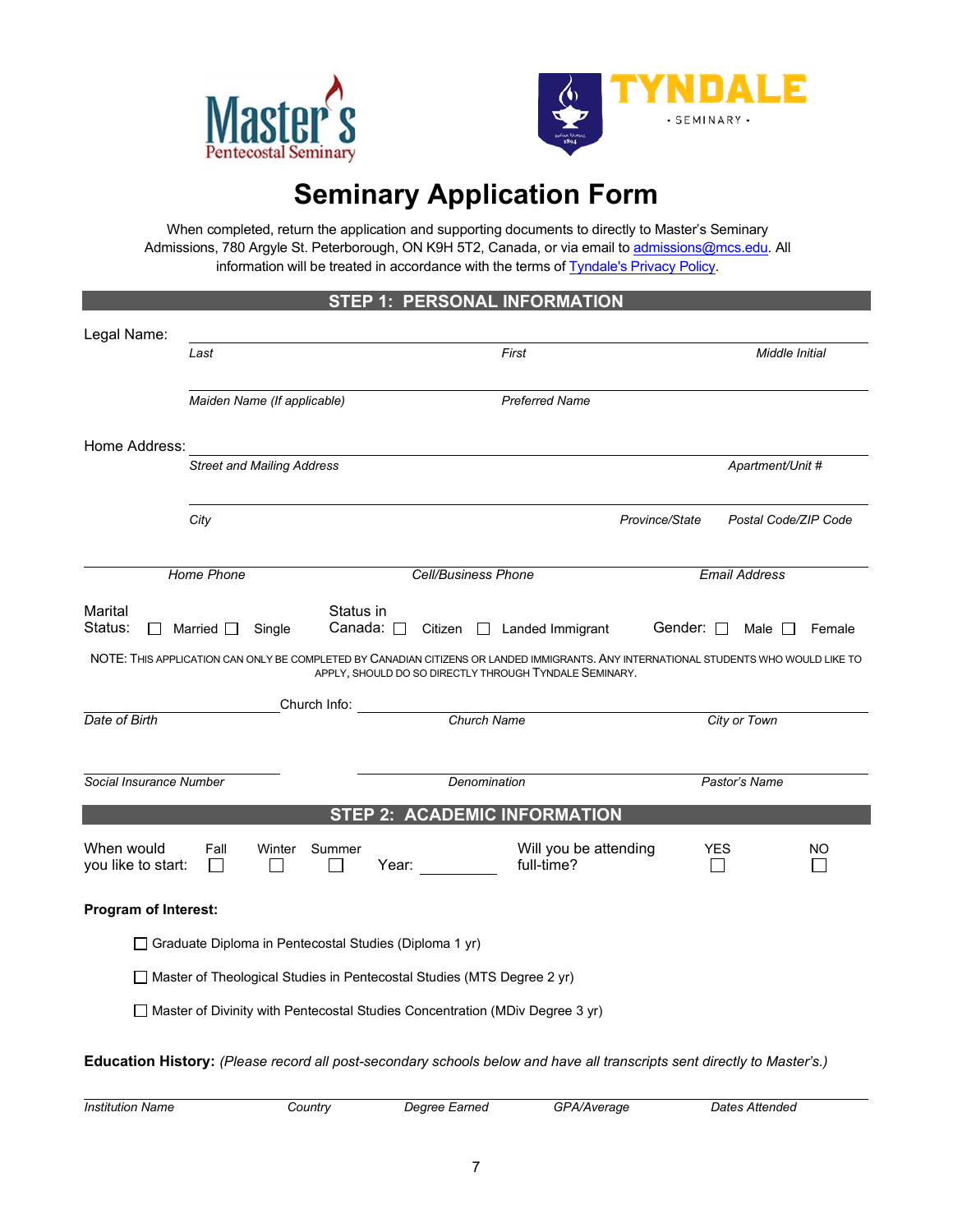# Seminary Application Form

When completed, return the application and supporting documents to directly to Master's Seminary Admissions, 780 Argyle St. Peterborough, ON K9H 5T2, Canada, or via email to admissions@mcs.edu. All information will be treated in accordance with the terms of Tyndale's Privacy Policy.

## STEP 1: PERSONAL INFORMATION

Legal Name: ______________________________________________

*Last* | *First* | *Middle Initial*

______________________________________________

*Maiden Name (If applicable)* | *Preferred Name*

Home Address: ______________________________________________

*Street and Mailing Address* | *Apartment/Unit #*

______________________________________________

*City* | *Province/State* | *Postal Code/ZIP Code*

______________________________________________

*Home Phone* | *Cell/Business Phone* | *Email Address*

Marital Status: ☐ Married ☐ Single

Status in Canada: ☐ Citizen ☐ Landed Immigrant

Gender: ☐ Male ☐ Female

NOTE: THIS APPLICATION CAN ONLY BE COMPLETED BY CANADIAN CITIZENS OR LANDED IMMIGRANTS. ANY INTERNATIONAL STUDENTS WHO WOULD LIKE TO APPLY, SHOULD DO SO DIRECTLY THROUGH TYNDALE SEMINARY.

______________________ Church Info: ______________________________

*Date of Birth* | *Church Name* | *City or Town*

______________________ ______________________________

*Social Insurance Number* | *Denomination* | *Pastor's Name*

## STEP 2: ACADEMIC INFORMATION

When would you like to start: ☐ Fall ☐ Winter ☐ Summer Year: __________

Will you be attending full-time? ☐ YES ☐ NO

**Program of Interest:**

- ☐ Graduate Diploma in Pentecostal Studies (Diploma 1 yr)
- ☐ Master of Theological Studies in Pentecostal Studies (MTS Degree 2 yr)
- ☐ Master of Divinity with Pentecostal Studies Concentration (MDiv Degree 3 yr)

**Education History:** *(Please record all post-secondary schools below and have all transcripts sent directly to Master's.)*

______________________________________________

*Institution Name* | *Country* | *Degree Earned* | *GPA/Average* | *Dates Attended*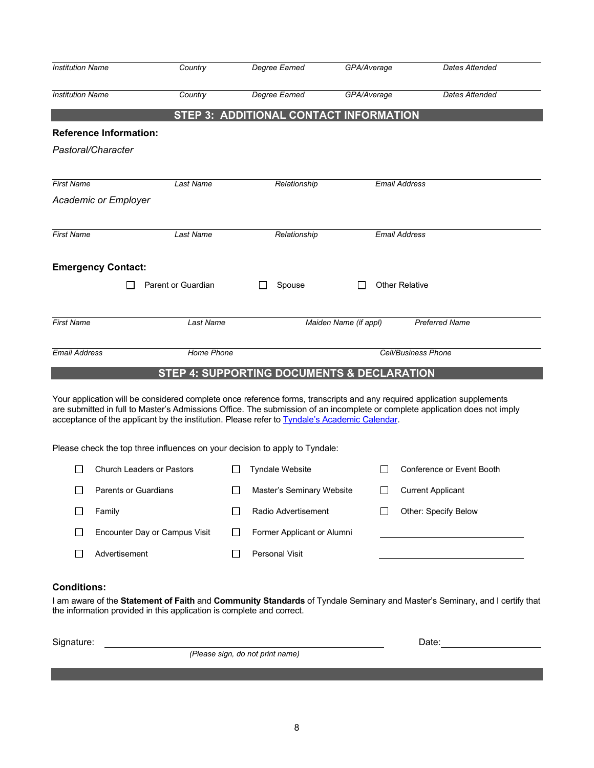| Institution Name | Country | Degree Earned | GPA/Average | Dates Attended |
|---|---|---|---|---|
| Institution Name | Country | Degree Earned | GPA/Average | Dates Attended |

## STEP 3: ADDITIONAL CONTACT INFORMATION

**Reference Information:**

*Pastoral/Character*

| First Name | Last Name | Relationship | Email Address |
|---|---|---|---|

*Academic or Employer*

| First Name | Last Name | Relationship | Email Address |
|---|---|---|---|

**Emergency Contact:**

☐ Parent or Guardian ☐ Spouse ☐ Other Relative

| First Name | Last Name | Maiden Name (if appl) | Preferred Name |
|---|---|---|---|

| Email Address | Home Phone | Cell/Business Phone |
|---|---|---|

## STEP 4: SUPPORTING DOCUMENTS & DECLARATION

Your application will be considered complete once reference forms, transcripts and any required application supplements are submitted in full to Master's Admissions Office. The submission of an incomplete or complete application does not imply acceptance of the applicant by the institution. Please refer to Tyndale's Academic Calendar.

Please check the top three influences on your decision to apply to Tyndale:

| | | |
|---|---|---|
| ☐ Church Leaders or Pastors | ☐ Tyndale Website | ☐ Conference or Event Booth |
| ☐ Parents or Guardians | ☐ Master's Seminary Website | ☐ Current Applicant |
| ☐ Family | ☐ Radio Advertisement | ☐ Other: Specify Below |
| ☐ Encounter Day or Campus Visit | ☐ Former Applicant or Alumni | ______________________ |
| ☐ Advertisement | ☐ Personal Visit | ______________________ |

**Conditions:**

I am aware of the **Statement of Faith** and **Community Standards** of Tyndale Seminary and Master's Seminary, and I certify that the information provided in this application is complete and correct.

Signature: ______________________________ Date: ______________

*(Please sign, do not print name)*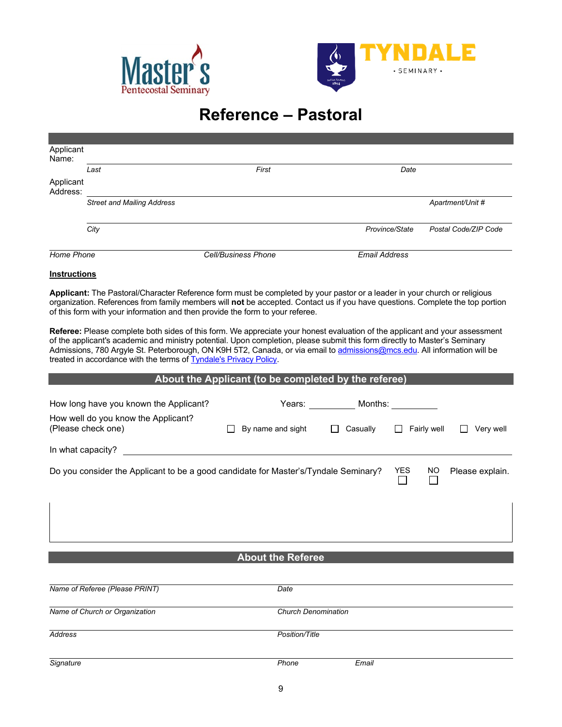Master's Pentecostal Seminary

TYNDALE SEMINARY

# Reference – Pastoral

Applicant Name: ______________________________________________

*Last* *First* *Date*

Applicant Address: ______________________________________________

*Street and Mailing Address* *Apartment/Unit #*

______________________________________________

*City* *Province/State* *Postal Code/ZIP Code*

______________________________________________

*Home Phone* *Cell/Business Phone* *Email Address*

**Instructions**

**Applicant:** The Pastoral/Character Reference form must be completed by your pastor or a leader in your church or religious organization. References from family members will **not** be accepted. Contact us if you have questions. Complete the top portion of this form with your information and then provide the form to your referee.

**Referee:** Please complete both sides of this form. We appreciate your honest evaluation of the applicant and your assessment of the applicant's academic and ministry potential. Upon completion, please submit this form directly to Master's Seminary Admissions, 780 Argyle St. Peterborough, ON K9H 5T2, Canada, or via email to admissions@mcs.edu. All information will be treated in accordance with the terms of Tyndale's Privacy Policy.

## About the Applicant (to be completed by the referee)

How long have you known the Applicant? Years: __________ Months: __________

How well do you know the Applicant? (Please check one) ☐ By name and sight ☐ Casually ☐ Fairly well ☐ Very well

In what capacity? ______________________________________________

Do you consider the Applicant to be a good candidate for Master's/Tyndale Seminary? YES ☐ NO ☐ Please explain.

## About the Referee

______________________________________________

*Name of Referee (Please PRINT)* *Date*

______________________________________________

*Name of Church or Organization* *Church Denomination*

______________________________________________

*Address* *Position/Title*

______________________________________________

*Signature* *Phone* *Email*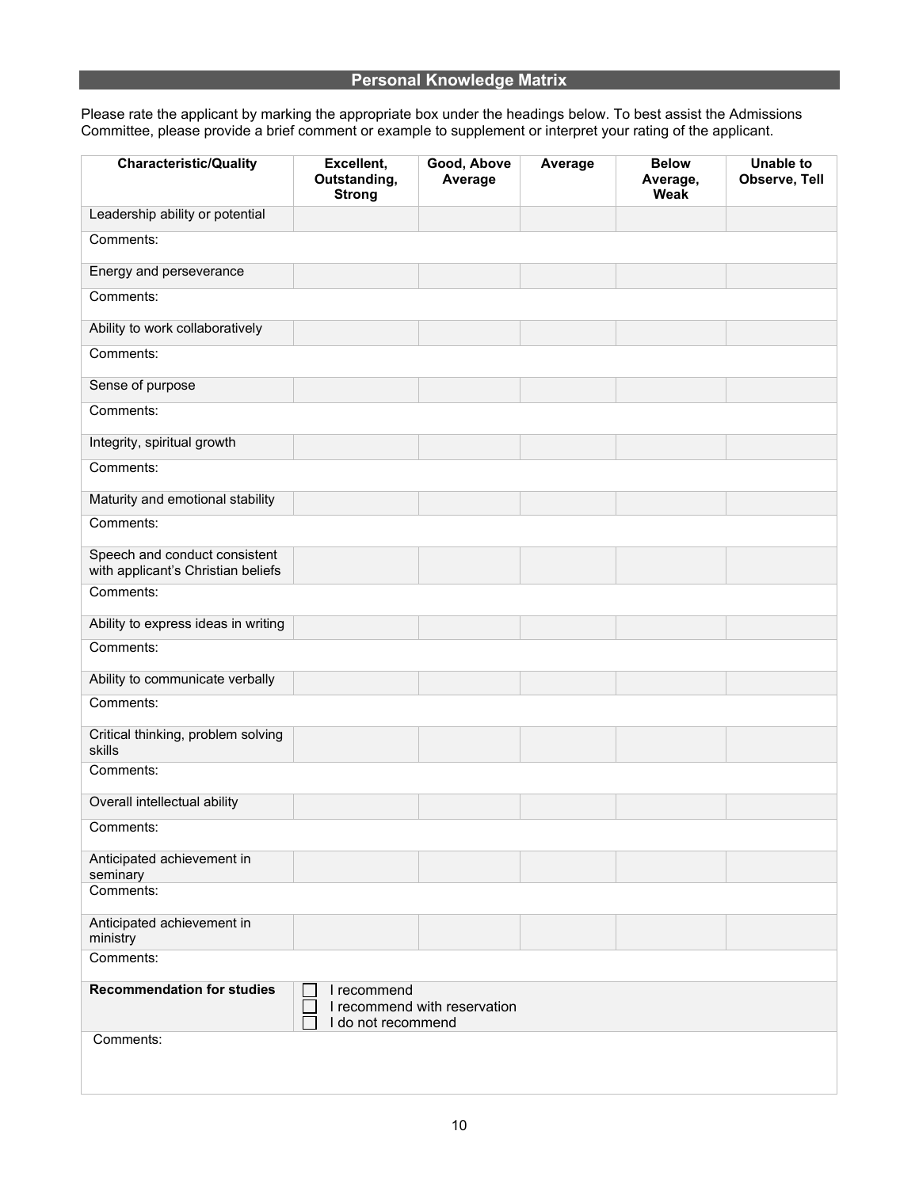## Personal Knowledge Matrix

Please rate the applicant by marking the appropriate box under the headings below. To best assist the Admissions Committee, please provide a brief comment or example to supplement or interpret your rating of the applicant.

| Characteristic/Quality | Excellent, Outstanding, Strong | Good, Above Average | Average | Below Average, Weak | Unable to Observe, Tell |
|---|---|---|---|---|---|
| Leadership ability or potential | | | | | |
| Comments: | | | | | |
| Energy and perseverance | | | | | |
| Comments: | | | | | |
| Ability to work collaboratively | | | | | |
| Comments: | | | | | |
| Sense of purpose | | | | | |
| Comments: | | | | | |
| Integrity, spiritual growth | | | | | |
| Comments: | | | | | |
| Maturity and emotional stability | | | | | |
| Comments: | | | | | |
| Speech and conduct consistent with applicant's Christian beliefs | | | | | |
| Comments: | | | | | |
| Ability to express ideas in writing | | | | | |
| Comments: | | | | | |
| Ability to communicate verbally | | | | | |
| Comments: | | | | | |
| Critical thinking, problem solving skills | | | | | |
| Comments: | | | | | |
| Overall intellectual ability | | | | | |
| Comments: | | | | | |
| Anticipated achievement in seminary | | | | | |
| Comments: | | | | | |
| Anticipated achievement in ministry | | | | | |
| Comments: | | | | | |
| **Recommendation for studies** | ☐ I recommend<br>☐ I recommend with reservation<br>☐ I do not recommend | | | | |
| Comments: | | | | | |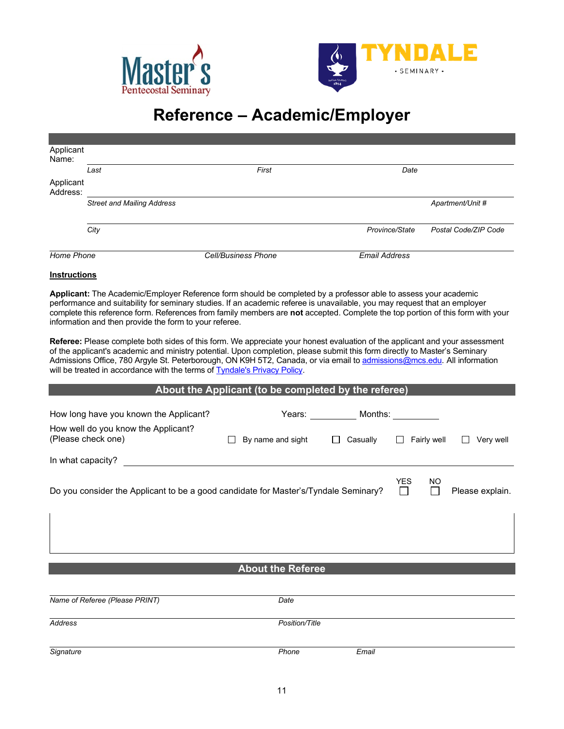Master's Pentecostal Seminary

TYNDALE • SEMINARY •

# Reference – Academic/Employer

Applicant Name: ___________________________________________

*Last* *First* *Date*

Applicant Address: ___________________________________________

*Street and Mailing Address* *Apartment/Unit #*

___________________________________________

*City* *Province/State* *Postal Code/ZIP Code*

___________________________________________

*Home Phone* *Cell/Business Phone* *Email Address*

**Instructions**

**Applicant:** The Academic/Employer Reference form should be completed by a professor able to assess your academic performance and suitability for seminary studies. If an academic referee is unavailable, you may request that an employer complete this reference form. References from family members are **not** accepted. Complete the top portion of this form with your information and then provide the form to your referee.

**Referee:** Please complete both sides of this form. We appreciate your honest evaluation of the applicant and your assessment of the applicant's academic and ministry potential. Upon completion, please submit this form directly to Master's Seminary Admissions Office, 780 Argyle St. Peterborough, ON K9H 5T2, Canada, or via email to admissions@mcs.edu. All information will be treated in accordance with the terms of Tyndale's Privacy Policy.

## About the Applicant (to be completed by the referee)

How long have you known the Applicant? Years: __________ Months: __________

How well do you know the Applicant? (Please check one)

☐ By name and sight ☐ Casually ☐ Fairly well ☐ Very well

In what capacity? ___________________________________________

Do you consider the Applicant to be a good candidate for Master's/Tyndale Seminary? YES ☐ NO ☐ Please explain.

___________________________________________

## About the Referee

___________________________________________

*Name of Referee (Please PRINT)* *Date*

___________________________________________

*Address* *Position/Title*

___________________________________________

*Signature* *Phone* *Email*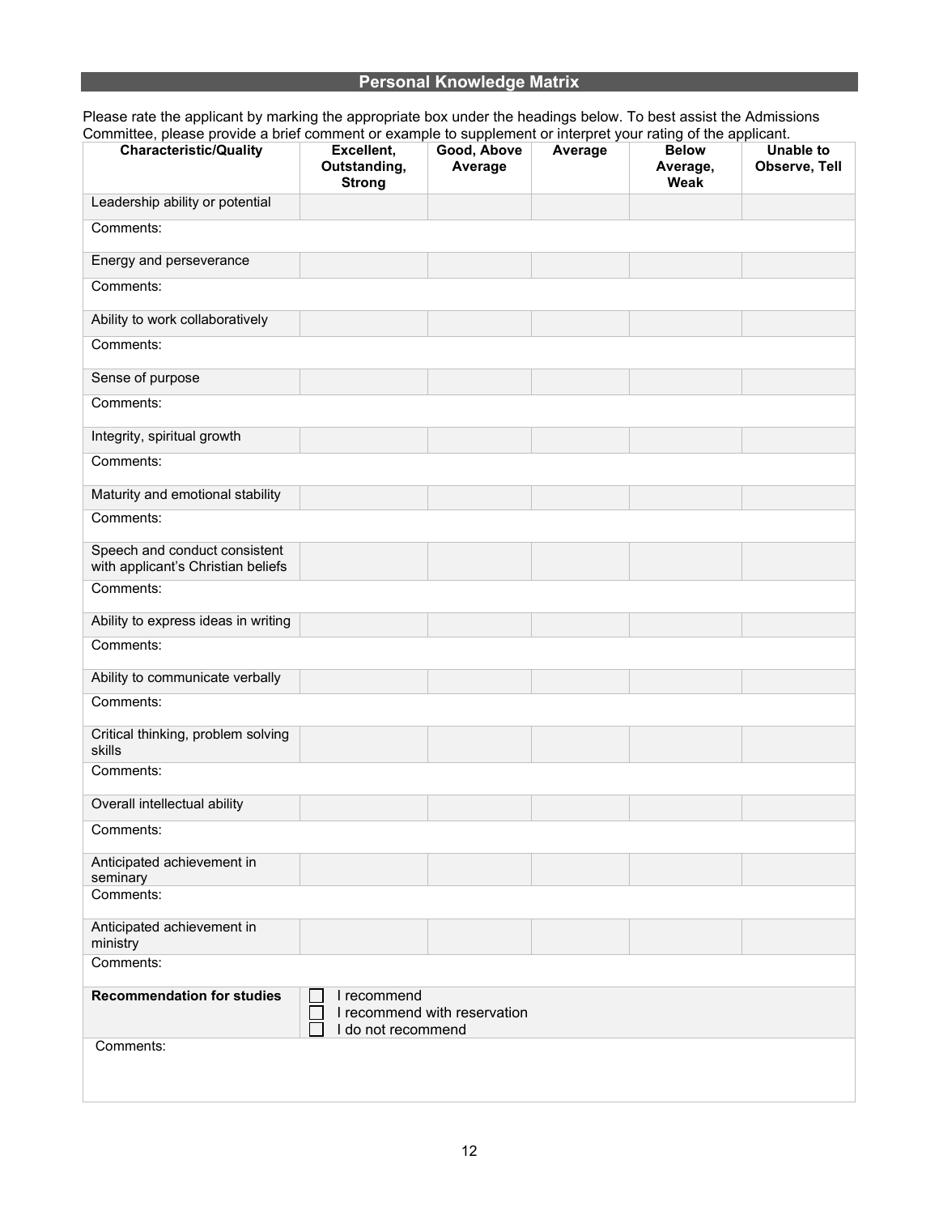## Personal Knowledge Matrix

Please rate the applicant by marking the appropriate box under the headings below. To best assist the Admissions Committee, please provide a brief comment or example to supplement or interpret your rating of the applicant.

| Characteristic/Quality | Excellent, Outstanding, Strong | Good, Above Average | Average | Below Average, Weak | Unable to Observe, Tell |
|---|---|---|---|---|---|
| Leadership ability or potential | | | | | |
| Comments: | | | | | |
| Energy and perseverance | | | | | |
| Comments: | | | | | |
| Ability to work collaboratively | | | | | |
| Comments: | | | | | |
| Sense of purpose | | | | | |
| Comments: | | | | | |
| Integrity, spiritual growth | | | | | |
| Comments: | | | | | |
| Maturity and emotional stability | | | | | |
| Comments: | | | | | |
| Speech and conduct consistent with applicant's Christian beliefs | | | | | |
| Comments: | | | | | |
| Ability to express ideas in writing | | | | | |
| Comments: | | | | | |
| Ability to communicate verbally | | | | | |
| Comments: | | | | | |
| Critical thinking, problem solving skills | | | | | |
| Comments: | | | | | |
| Overall intellectual ability | | | | | |
| Comments: | | | | | |
| Anticipated achievement in seminary | | | | | |
| Comments: | | | | | |
| Anticipated achievement in ministry | | | | | |
| Comments: | | | | | |
| **Recommendation for studies** | ☐ I recommend<br>☐ I recommend with reservation<br>☐ I do not recommend | | | | |
| Comments: | | | | | |